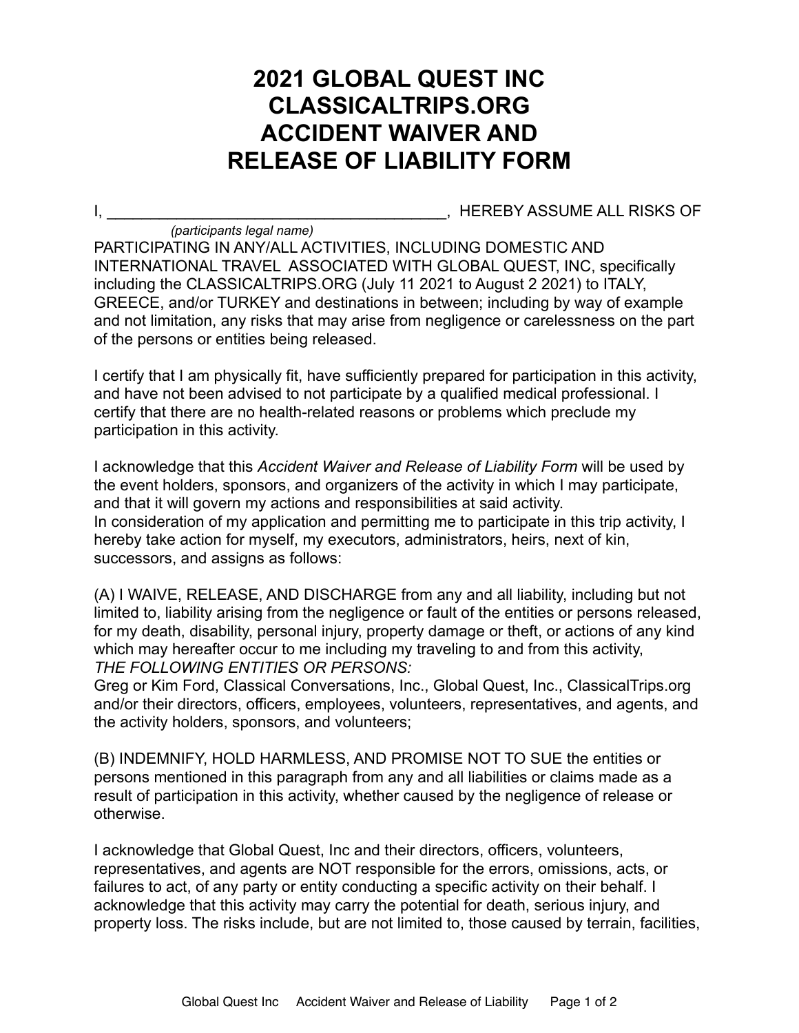# 2021 GLOBAL QUEST INC
# CLASSICALTRIPS.ORG
# ACCIDENT WAIVER AND
# RELEASE OF LIABILITY FORM

I, ______________________________________, HEREBY ASSUME ALL RISKS OF

*(participants legal name)*

PARTICIPATING IN ANY/ALL ACTIVITIES, INCLUDING DOMESTIC AND INTERNATIONAL TRAVEL ASSOCIATED WITH GLOBAL QUEST, INC, specifically including the CLASSICALTRIPS.ORG (July 11 2021 to August 2 2021) to ITALY, GREECE, and/or TURKEY and destinations in between; including by way of example and not limitation, any risks that may arise from negligence or carelessness on the part of the persons or entities being released.

I certify that I am physically fit, have sufficiently prepared for participation in this activity, and have not been advised to not participate by a qualified medical professional. I certify that there are no health-related reasons or problems which preclude my participation in this activity.

I acknowledge that this *Accident Waiver and Release of Liability Form* will be used by the event holders, sponsors, and organizers of the activity in which I may participate, and that it will govern my actions and responsibilities at said activity.
In consideration of my application and permitting me to participate in this trip activity, I hereby take action for myself, my executors, administrators, heirs, next of kin, successors, and assigns as follows:

(A) I WAIVE, RELEASE, AND DISCHARGE from any and all liability, including but not limited to, liability arising from the negligence or fault of the entities or persons released, for my death, disability, personal injury, property damage or theft, or actions of any kind which may hereafter occur to me including my traveling to and from this activity,
*THE FOLLOWING ENTITIES OR PERSONS:*
Greg or Kim Ford, Classical Conversations, Inc., Global Quest, Inc., ClassicalTrips.org and/or their directors, officers, employees, volunteers, representatives, and agents, and the activity holders, sponsors, and volunteers;

(B) INDEMNIFY, HOLD HARMLESS, AND PROMISE NOT TO SUE the entities or persons mentioned in this paragraph from any and all liabilities or claims made as a result of participation in this activity, whether caused by the negligence of release or otherwise.

I acknowledge that Global Quest, Inc and their directors, officers, volunteers, representatives, and agents are NOT responsible for the errors, omissions, acts, or failures to act, of any party or entity conducting a specific activity on their behalf. I acknowledge that this activity may carry the potential for death, serious injury, and property loss. The risks include, but are not limited to, those caused by terrain, facilities,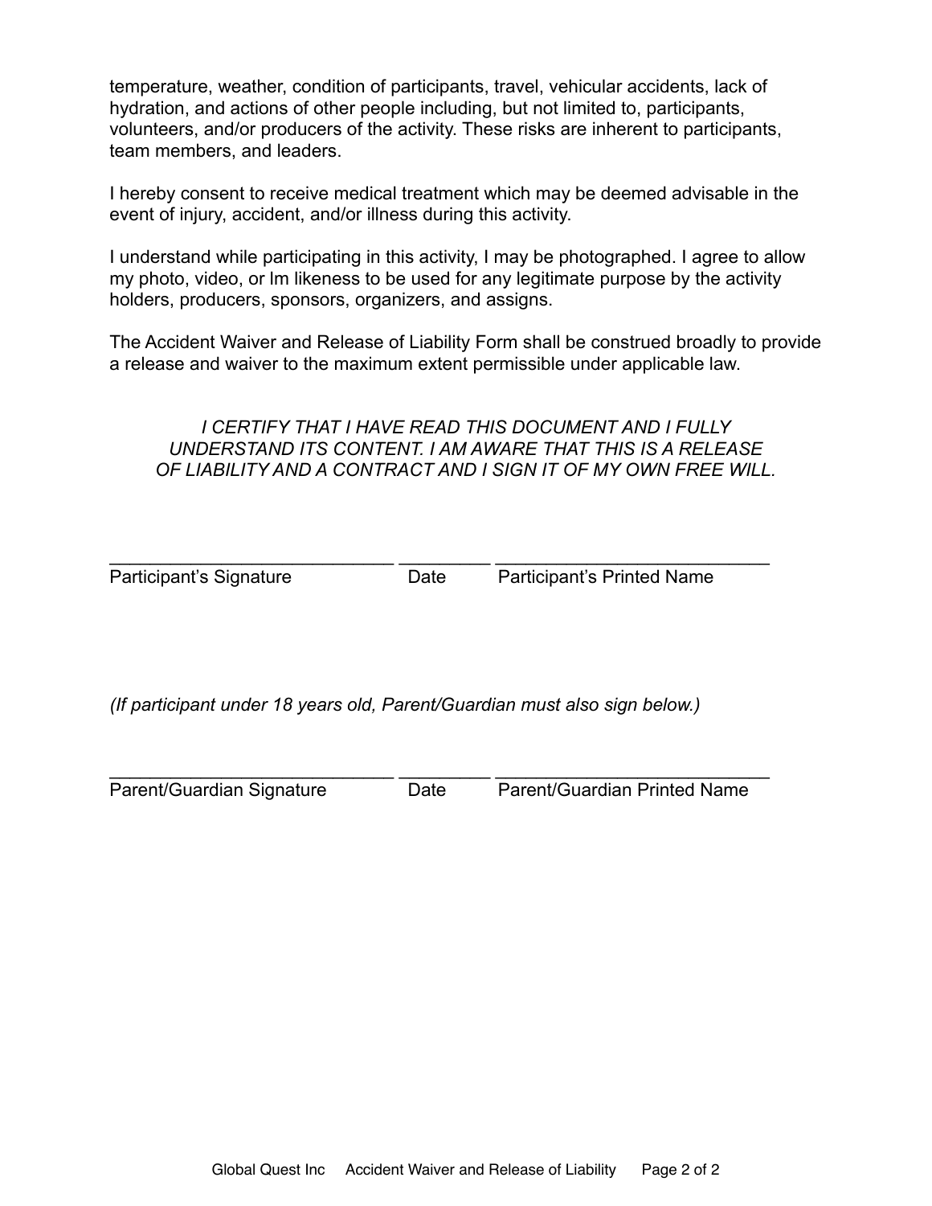temperature, weather, condition of participants, travel, vehicular accidents, lack of hydration, and actions of other people including, but not limited to, participants, volunteers, and/or producers of the activity. These risks are inherent to participants, team members, and leaders.

I hereby consent to receive medical treatment which may be deemed advisable in the event of injury, accident, and/or illness during this activity.

I understand while participating in this activity, I may be photographed. I agree to allow my photo, video, or lm likeness to be used for any legitimate purpose by the activity holders, producers, sponsors, organizers, and assigns.

The Accident Waiver and Release of Liability Form shall be construed broadly to provide a release and waiver to the maximum extent permissible under applicable law.

*I CERTIFY THAT I HAVE READ THIS DOCUMENT AND I FULLY UNDERSTAND ITS CONTENT. I AM AWARE THAT THIS IS A RELEASE OF LIABILITY AND A CONTRACT AND I SIGN IT OF MY OWN FREE WILL.*

\_\_\_\_\_\_\_\_\_\_\_\_\_\_\_\_\_\_\_\_\_\_\_\_\_\_\_\_ \_\_\_\_\_\_\_\_\_ \_\_\_\_\_\_\_\_\_\_\_\_\_\_\_\_\_\_\_\_\_\_\_\_\_\_\_

Participant's Signature     Date     Participant's Printed Name

*(If participant under 18 years old, Parent/Guardian must also sign below.)*

\_\_\_\_\_\_\_\_\_\_\_\_\_\_\_\_\_\_\_\_\_\_\_\_\_\_\_\_ \_\_\_\_\_\_\_\_\_ \_\_\_\_\_\_\_\_\_\_\_\_\_\_\_\_\_\_\_\_\_\_\_\_\_\_\_

Parent/Guardian Signature     Date     Parent/Guardian Printed Name